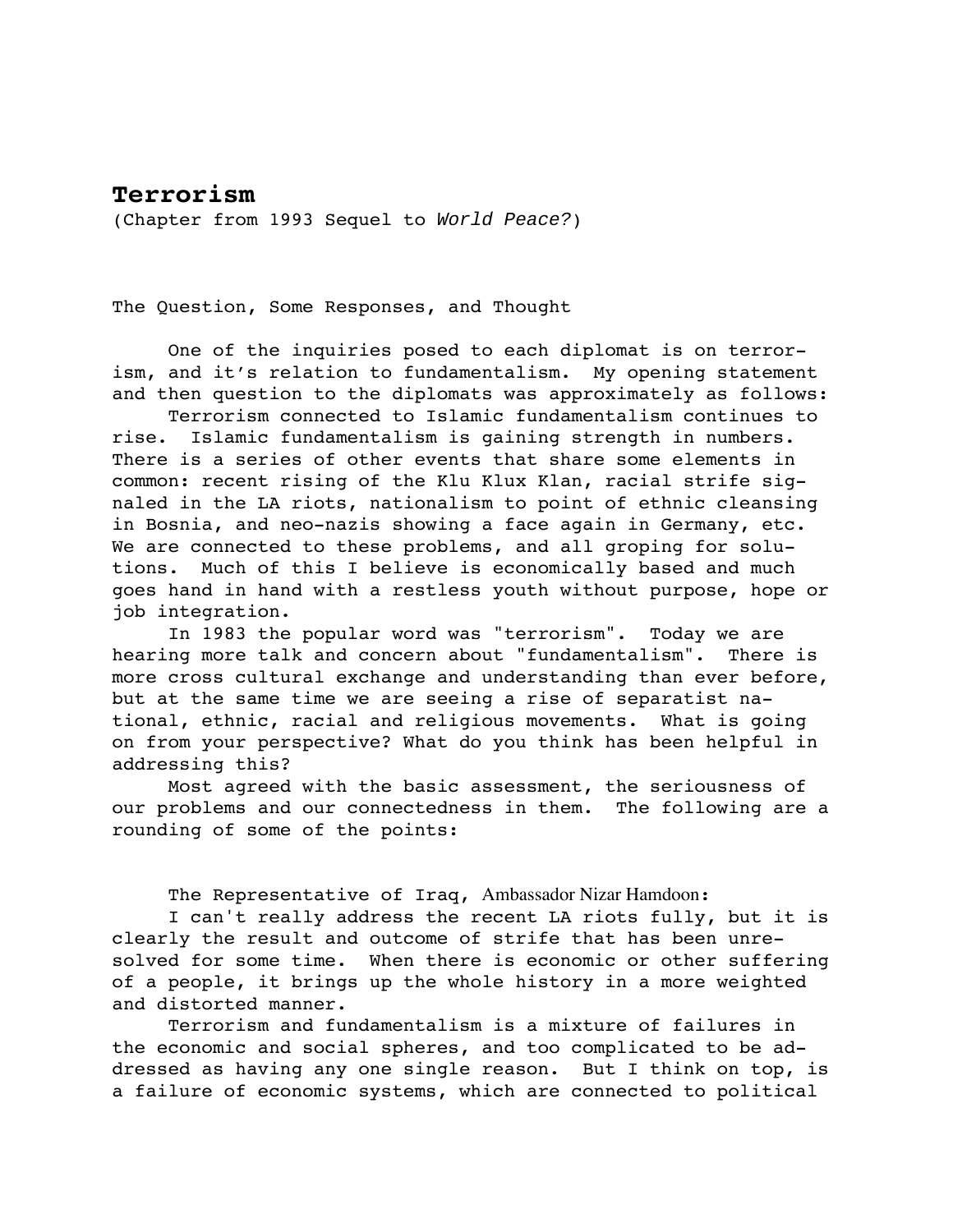# Terrorism

(Chapter from 1993 Sequel to *World Peace?*)

The Question, Some Responses, and Thought

One of the inquiries posed to each diplomat is on terrorism, and it's relation to fundamentalism. My opening statement and then question to the diplomats was approximately as follows:

Terrorism connected to Islamic fundamentalism continues to rise. Islamic fundamentalism is gaining strength in numbers. There is a series of other events that share some elements in common: recent rising of the Klu Klux Klan, racial strife signaled in the LA riots, nationalism to point of ethnic cleansing in Bosnia, and neo-nazis showing a face again in Germany, etc. We are connected to these problems, and all groping for solutions. Much of this I believe is economically based and much goes hand in hand with a restless youth without purpose, hope or job integration.

In 1983 the popular word was "terrorism". Today we are hearing more talk and concern about "fundamentalism". There is more cross cultural exchange and understanding than ever before, but at the same time we are seeing a rise of separatist national, ethnic, racial and religious movements. What is going on from your perspective? What do you think has been helpful in addressing this?

Most agreed with the basic assessment, the seriousness of our problems and our connectedness in them. The following are a rounding of some of the points:

The Representative of Iraq, Ambassador Nizar Hamdoon:

I can't really address the recent LA riots fully, but it is clearly the result and outcome of strife that has been unresolved for some time. When there is economic or other suffering of a people, it brings up the whole history in a more weighted and distorted manner.

Terrorism and fundamentalism is a mixture of failures in the economic and social spheres, and too complicated to be addressed as having any one single reason. But I think on top, is a failure of economic systems, which are connected to political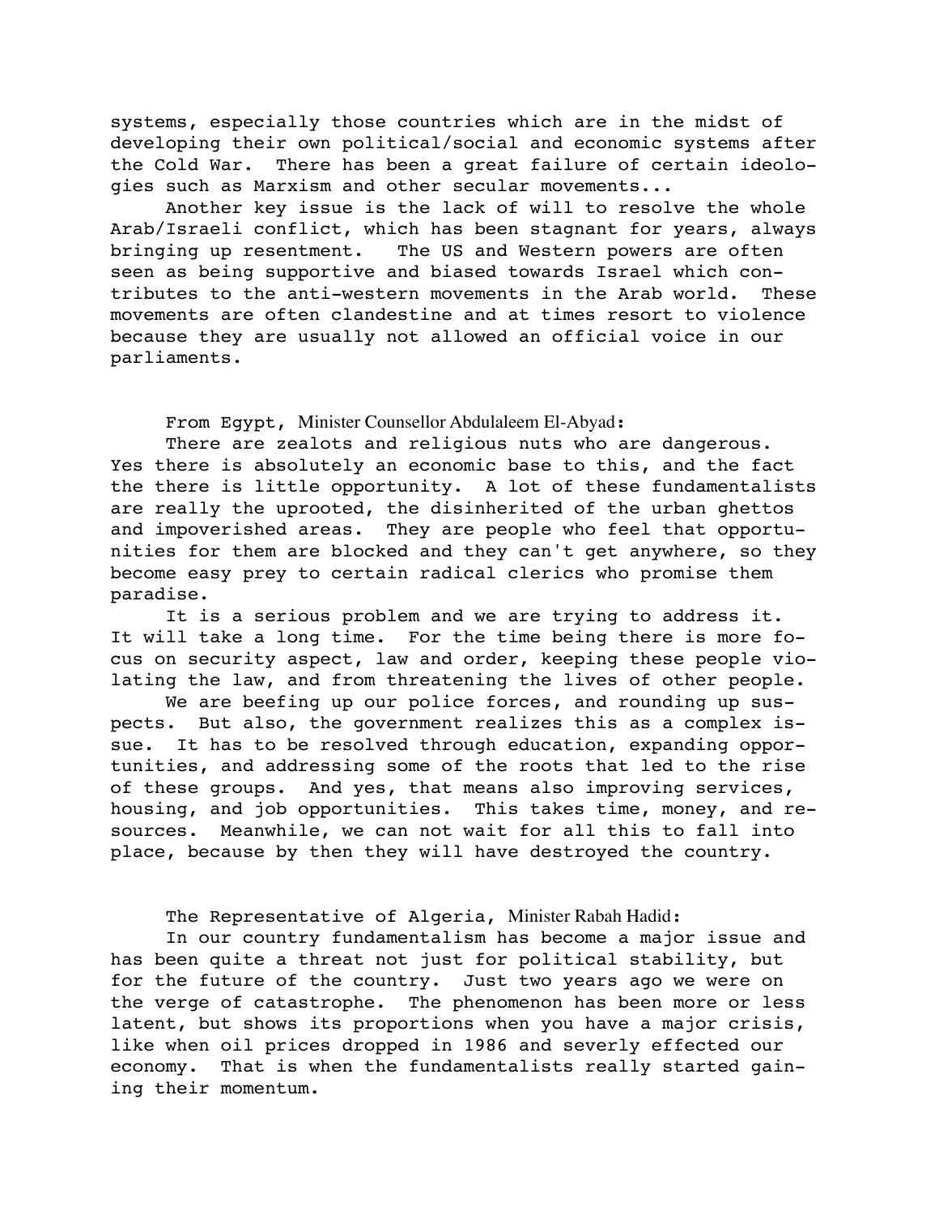systems, especially those countries which are in the midst of developing their own political/social and economic systems after the Cold War. There has been a great failure of certain ideologies such as Marxism and other secular movements...

Another key issue is the lack of will to resolve the whole Arab/Israeli conflict, which has been stagnant for years, always bringing up resentment. The US and Western powers are often seen as being supportive and biased towards Israel which contributes to the anti-western movements in the Arab world. These movements are often clandestine and at times resort to violence because they are usually not allowed an official voice in our parliaments.

From Egypt, Minister Counsellor Abdulaleem El-Abyad:

There are zealots and religious nuts who are dangerous. Yes there is absolutely an economic base to this, and the fact the there is little opportunity. A lot of these fundamentalists are really the uprooted, the disinherited of the urban ghettos and impoverished areas. They are people who feel that opportunities for them are blocked and they can't get anywhere, so they become easy prey to certain radical clerics who promise them paradise.

It is a serious problem and we are trying to address it. It will take a long time. For the time being there is more focus on security aspect, law and order, keeping these people violating the law, and from threatening the lives of other people.

We are beefing up our police forces, and rounding up suspects. But also, the government realizes this as a complex issue. It has to be resolved through education, expanding opportunities, and addressing some of the roots that led to the rise of these groups. And yes, that means also improving services, housing, and job opportunities. This takes time, money, and resources. Meanwhile, we can not wait for all this to fall into place, because by then they will have destroyed the country.

The Representative of Algeria, Minister Rabah Hadid:

In our country fundamentalism has become a major issue and has been quite a threat not just for political stability, but for the future of the country. Just two years ago we were on the verge of catastrophe. The phenomenon has been more or less latent, but shows its proportions when you have a major crisis, like when oil prices dropped in 1986 and severly effected our economy. That is when the fundamentalists really started gaining their momentum.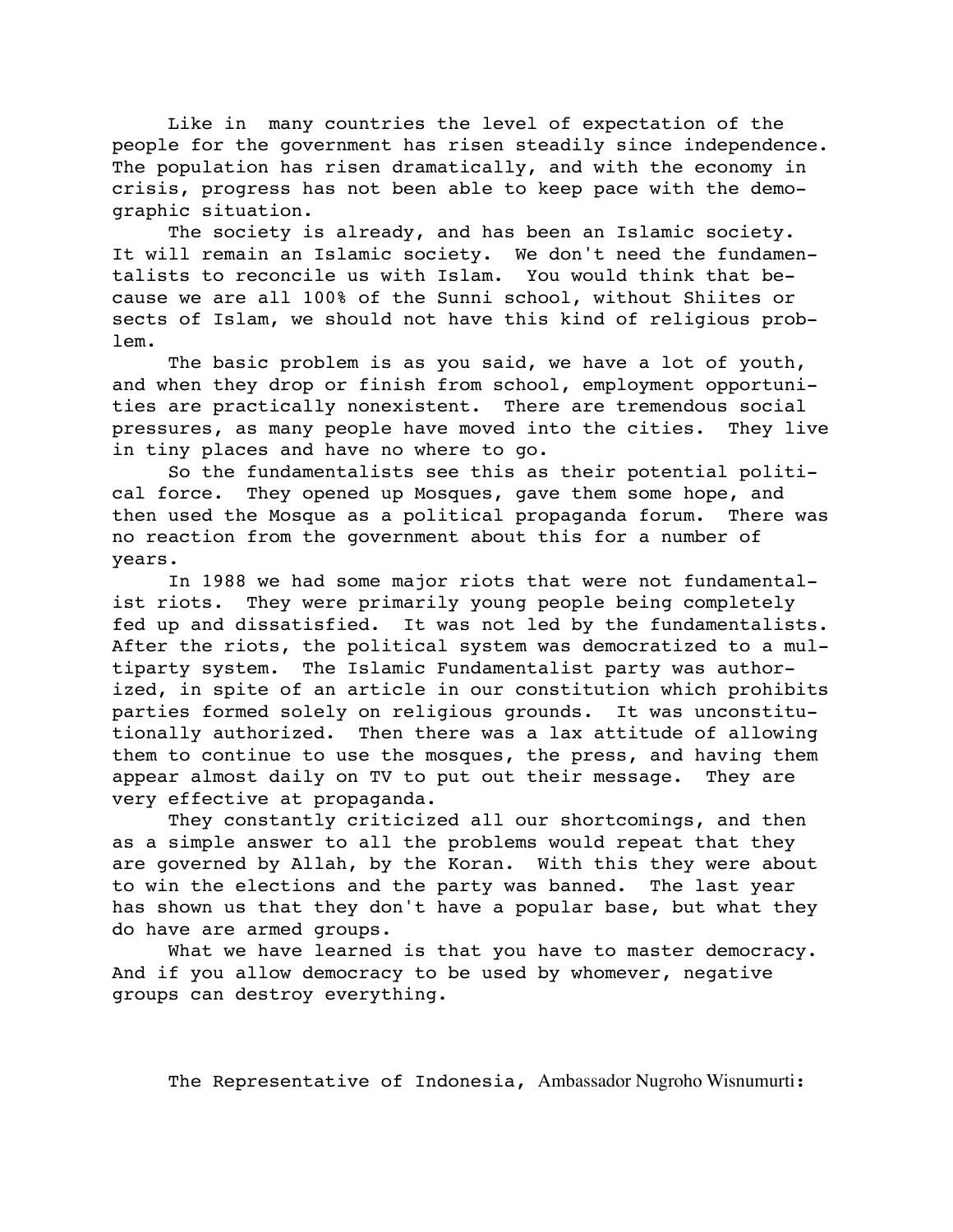Like in many countries the level of expectation of the people for the government has risen steadily since independence. The population has risen dramatically, and with the economy in crisis, progress has not been able to keep pace with the demographic situation.

The society is already, and has been an Islamic society. It will remain an Islamic society. We don't need the fundamentalists to reconcile us with Islam. You would think that because we are all 100% of the Sunni school, without Shiites or sects of Islam, we should not have this kind of religious problem.

The basic problem is as you said, we have a lot of youth, and when they drop or finish from school, employment opportunities are practically nonexistent. There are tremendous social pressures, as many people have moved into the cities. They live in tiny places and have no where to go.

So the fundamentalists see this as their potential political force. They opened up Mosques, gave them some hope, and then used the Mosque as a political propaganda forum. There was no reaction from the government about this for a number of years.

In 1988 we had some major riots that were not fundamentalist riots. They were primarily young people being completely fed up and dissatisfied. It was not led by the fundamentalists. After the riots, the political system was democratized to a multiparty system. The Islamic Fundamentalist party was authorized, in spite of an article in our constitution which prohibits parties formed solely on religious grounds. It was unconstitutionally authorized. Then there was a lax attitude of allowing them to continue to use the mosques, the press, and having them appear almost daily on TV to put out their message. They are very effective at propaganda.

They constantly criticized all our shortcomings, and then as a simple answer to all the problems would repeat that they are governed by Allah, by the Koran. With this they were about to win the elections and the party was banned. The last year has shown us that they don't have a popular base, but what they do have are armed groups.

What we have learned is that you have to master democracy. And if you allow democracy to be used by whomever, negative groups can destroy everything.

The Representative of Indonesia, Ambassador Nugroho Wisnumurti: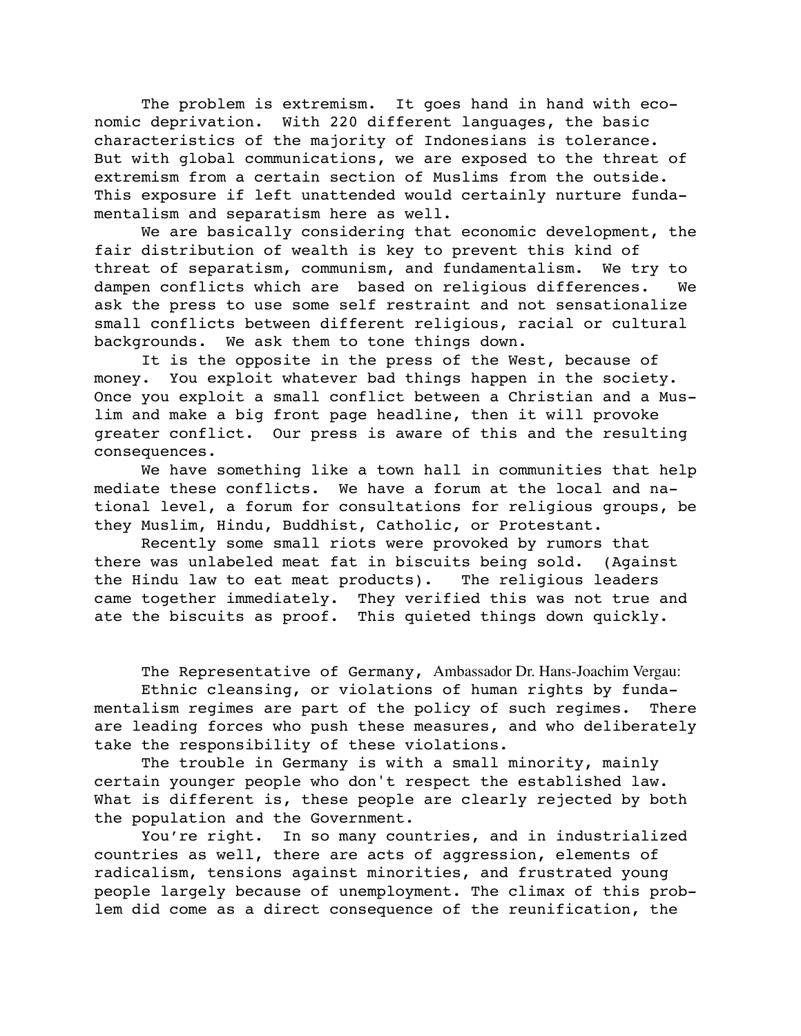The problem is extremism. It goes hand in hand with economic deprivation. With 220 different languages, the basic characteristics of the majority of Indonesians is tolerance. But with global communications, we are exposed to the threat of extremism from a certain section of Muslims from the outside. This exposure if left unattended would certainly nurture fundamentalism and separatism here as well.

We are basically considering that economic development, the fair distribution of wealth is key to prevent this kind of threat of separatism, communism, and fundamentalism. We try to dampen conflicts which are based on religious differences. We ask the press to use some self restraint and not sensationalize small conflicts between different religious, racial or cultural backgrounds. We ask them to tone things down.

It is the opposite in the press of the West, because of money. You exploit whatever bad things happen in the society. Once you exploit a small conflict between a Christian and a Muslim and make a big front page headline, then it will provoke greater conflict. Our press is aware of this and the resulting consequences.

We have something like a town hall in communities that help mediate these conflicts. We have a forum at the local and national level, a forum for consultations for religious groups, be they Muslim, Hindu, Buddhist, Catholic, or Protestant.

Recently some small riots were provoked by rumors that there was unlabeled meat fat in biscuits being sold. (Against the Hindu law to eat meat products). The religious leaders came together immediately. They verified this was not true and ate the biscuits as proof. This quieted things down quickly.

The Representative of Germany, Ambassador Dr. Hans-Joachim Vergau:

Ethnic cleansing, or violations of human rights by fundamentalism regimes are part of the policy of such regimes. There are leading forces who push these measures, and who deliberately take the responsibility of these violations.

The trouble in Germany is with a small minority, mainly certain younger people who don't respect the established law. What is different is, these people are clearly rejected by both the population and the Government.

You're right. In so many countries, and in industrialized countries as well, there are acts of aggression, elements of radicalism, tensions against minorities, and frustrated young people largely because of unemployment. The climax of this problem did come as a direct consequence of the reunification, the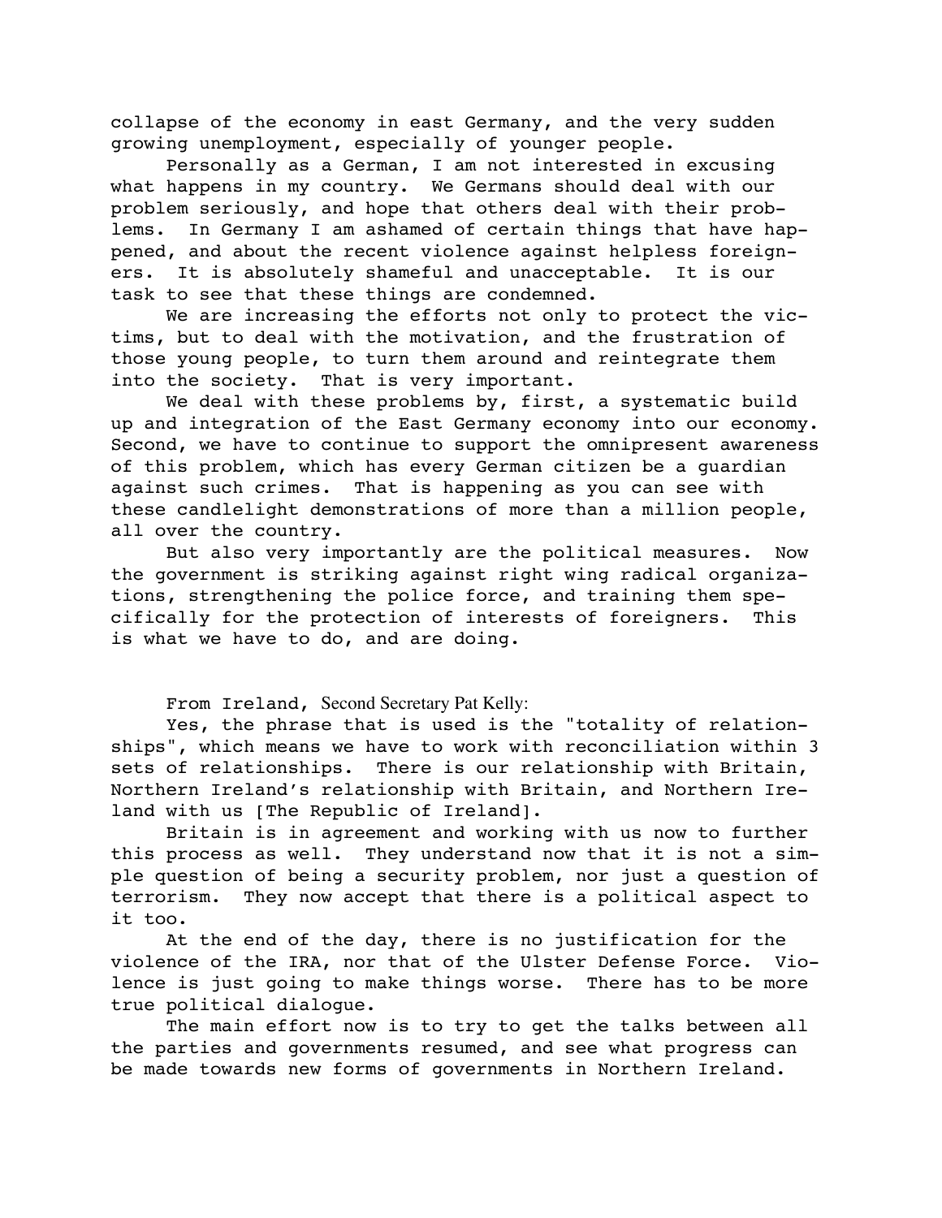collapse of the economy in east Germany, and the very sudden growing unemployment, especially of younger people.

Personally as a German, I am not interested in excusing what happens in my country. We Germans should deal with our problem seriously, and hope that others deal with their problems. In Germany I am ashamed of certain things that have happened, and about the recent violence against helpless foreigners. It is absolutely shameful and unacceptable. It is our task to see that these things are condemned.

We are increasing the efforts not only to protect the victims, but to deal with the motivation, and the frustration of those young people, to turn them around and reintegrate them into the society. That is very important.

We deal with these problems by, first, a systematic build up and integration of the East Germany economy into our economy. Second, we have to continue to support the omnipresent awareness of this problem, which has every German citizen be a guardian against such crimes. That is happening as you can see with these candlelight demonstrations of more than a million people, all over the country.

But also very importantly are the political measures. Now the government is striking against right wing radical organizations, strengthening the police force, and training them specifically for the protection of interests of foreigners. This is what we have to do, and are doing.

From Ireland, Second Secretary Pat Kelly:

Yes, the phrase that is used is the "totality of relationships", which means we have to work with reconciliation within 3 sets of relationships. There is our relationship with Britain, Northern Ireland's relationship with Britain, and Northern Ireland with us [The Republic of Ireland].

Britain is in agreement and working with us now to further this process as well. They understand now that it is not a simple question of being a security problem, nor just a question of terrorism. They now accept that there is a political aspect to it too.

At the end of the day, there is no justification for the violence of the IRA, nor that of the Ulster Defense Force. Violence is just going to make things worse. There has to be more true political dialogue.

The main effort now is to try to get the talks between all the parties and governments resumed, and see what progress can be made towards new forms of governments in Northern Ireland.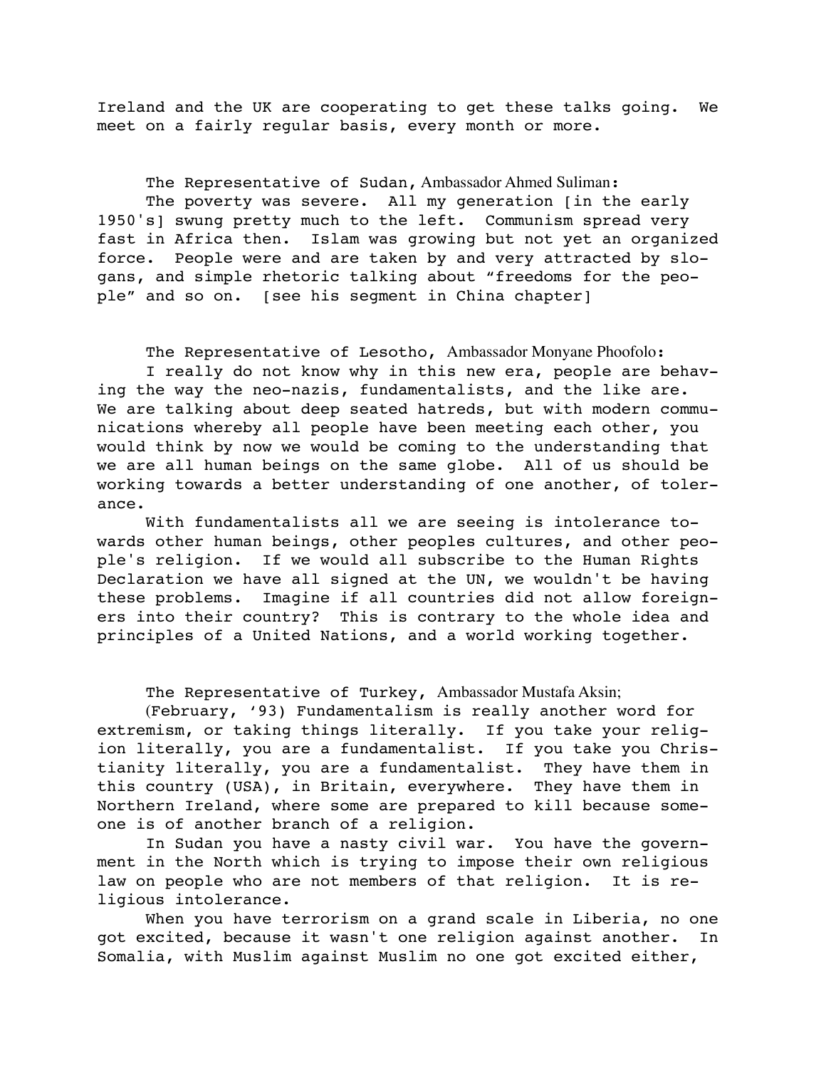Ireland and the UK are cooperating to get these talks going. We meet on a fairly regular basis, every month or more.

The Representative of Sudan, Ambassador Ahmed Suliman:

The poverty was severe. All my generation [in the early 1950's] swung pretty much to the left. Communism spread very fast in Africa then. Islam was growing but not yet an organized force. People were and are taken by and very attracted by slogans, and simple rhetoric talking about "freedoms for the people" and so on. [see his segment in China chapter]

The Representative of Lesotho, Ambassador Monyane Phoofolo:

I really do not know why in this new era, people are behaving the way the neo-nazis, fundamentalists, and the like are. We are talking about deep seated hatreds, but with modern communications whereby all people have been meeting each other, you would think by now we would be coming to the understanding that we are all human beings on the same globe. All of us should be working towards a better understanding of one another, of tolerance.

With fundamentalists all we are seeing is intolerance towards other human beings, other peoples cultures, and other people's religion. If we would all subscribe to the Human Rights Declaration we have all signed at the UN, we wouldn't be having these problems. Imagine if all countries did not allow foreigners into their country? This is contrary to the whole idea and principles of a United Nations, and a world working together.

The Representative of Turkey, Ambassador Mustafa Aksin;

(February, '93) Fundamentalism is really another word for extremism, or taking things literally. If you take your religion literally, you are a fundamentalist. If you take you Christianity literally, you are a fundamentalist. They have them in this country (USA), in Britain, everywhere. They have them in Northern Ireland, where some are prepared to kill because someone is of another branch of a religion.

In Sudan you have a nasty civil war. You have the government in the North which is trying to impose their own religious law on people who are not members of that religion. It is religious intolerance.

When you have terrorism on a grand scale in Liberia, no one got excited, because it wasn't one religion against another. In Somalia, with Muslim against Muslim no one got excited either,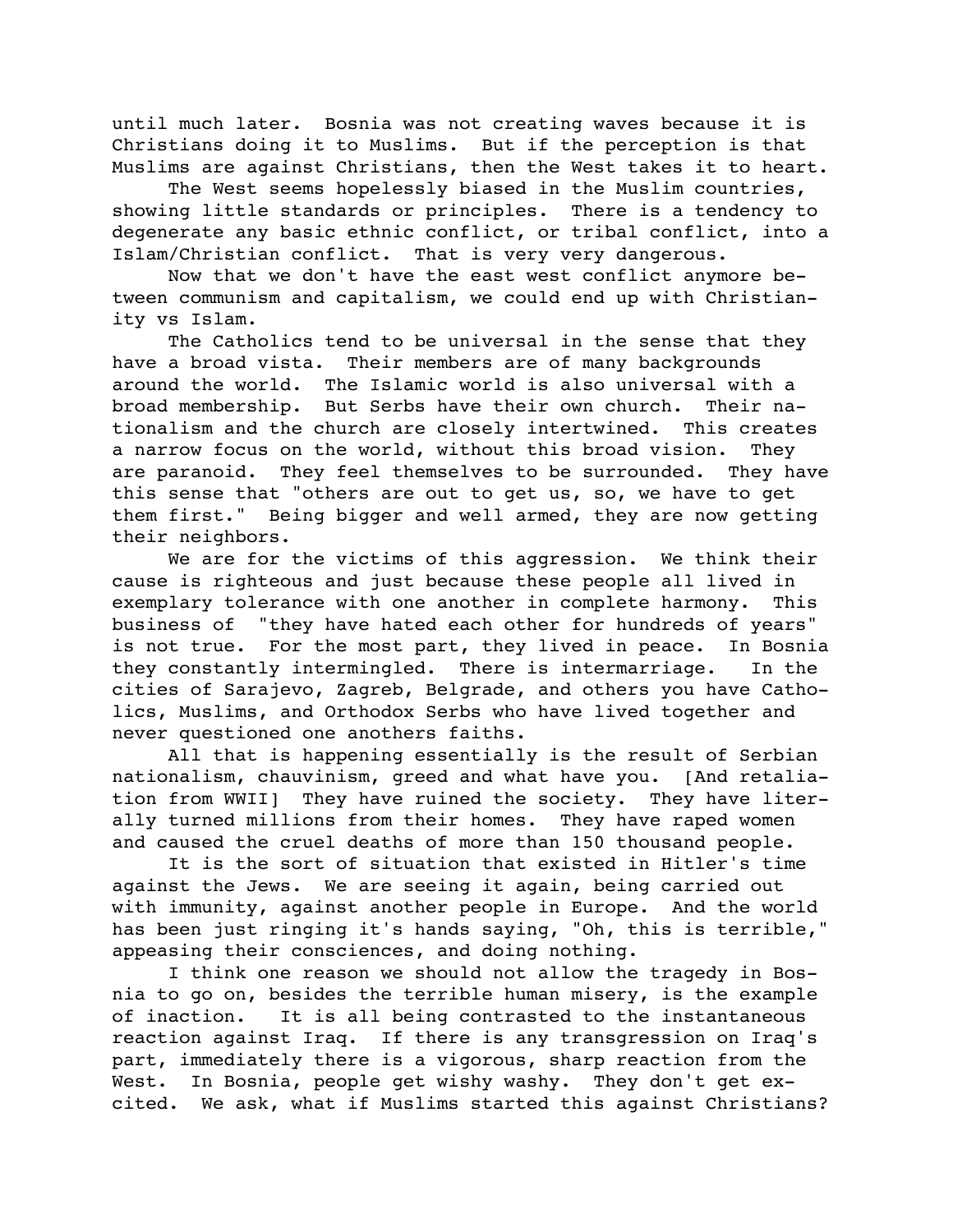until much later. Bosnia was not creating waves because it is Christians doing it to Muslims. But if the perception is that Muslims are against Christians, then the West takes it to heart.

The West seems hopelessly biased in the Muslim countries, showing little standards or principles. There is a tendency to degenerate any basic ethnic conflict, or tribal conflict, into a Islam/Christian conflict. That is very very dangerous.

Now that we don't have the east west conflict anymore between communism and capitalism, we could end up with Christianity vs Islam.

The Catholics tend to be universal in the sense that they have a broad vista. Their members are of many backgrounds around the world. The Islamic world is also universal with a broad membership. But Serbs have their own church. Their nationalism and the church are closely intertwined. This creates a narrow focus on the world, without this broad vision. They are paranoid. They feel themselves to be surrounded. They have this sense that "others are out to get us, so, we have to get them first." Being bigger and well armed, they are now getting their neighbors.

We are for the victims of this aggression. We think their cause is righteous and just because these people all lived in exemplary tolerance with one another in complete harmony. This business of "they have hated each other for hundreds of years" is not true. For the most part, they lived in peace. In Bosnia they constantly intermingled. There is intermarriage. In the cities of Sarajevo, Zagreb, Belgrade, and others you have Catholics, Muslims, and Orthodox Serbs who have lived together and never questioned one anothers faiths.

All that is happening essentially is the result of Serbian nationalism, chauvinism, greed and what have you. [And retaliation from WWII] They have ruined the society. They have literally turned millions from their homes. They have raped women and caused the cruel deaths of more than 150 thousand people.

It is the sort of situation that existed in Hitler's time against the Jews. We are seeing it again, being carried out with immunity, against another people in Europe. And the world has been just ringing it's hands saying, "Oh, this is terrible," appeasing their consciences, and doing nothing.

I think one reason we should not allow the tragedy in Bosnia to go on, besides the terrible human misery, is the example of inaction. It is all being contrasted to the instantaneous reaction against Iraq. If there is any transgression on Iraq's part, immediately there is a vigorous, sharp reaction from the West. In Bosnia, people get wishy washy. They don't get excited. We ask, what if Muslims started this against Christians?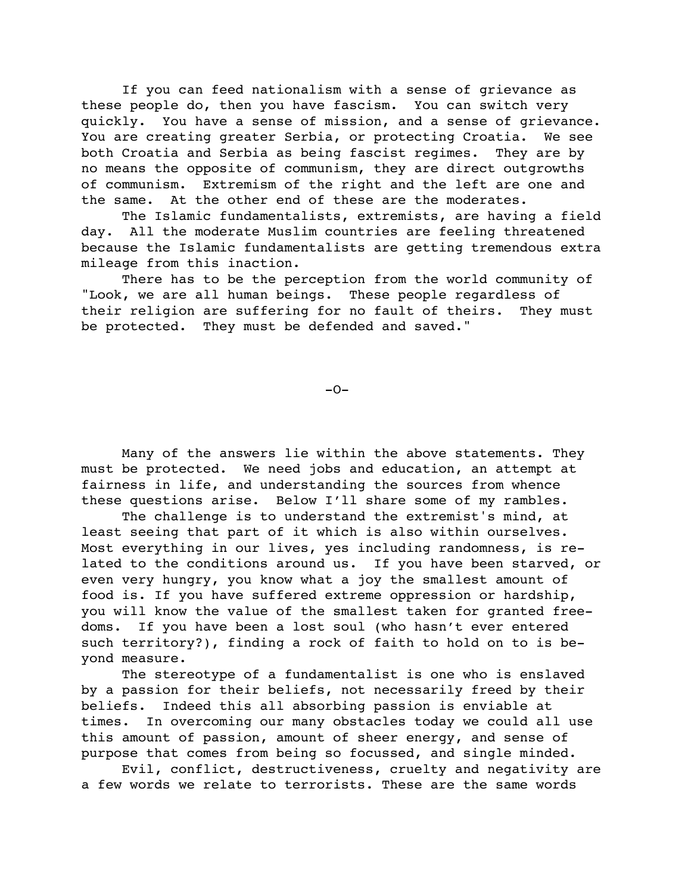If you can feed nationalism with a sense of grievance as these people do, then you have fascism. You can switch very quickly. You have a sense of mission, and a sense of grievance. You are creating greater Serbia, or protecting Croatia. We see both Croatia and Serbia as being fascist regimes. They are by no means the opposite of communism, they are direct outgrowths of communism. Extremism of the right and the left are one and the same. At the other end of these are the moderates.

The Islamic fundamentalists, extremists, are having a field day. All the moderate Muslim countries are feeling threatened because the Islamic fundamentalists are getting tremendous extra mileage from this inaction.

There has to be the perception from the world community of "Look, we are all human beings. These people regardless of their religion are suffering for no fault of theirs. They must be protected. They must be defended and saved."

-O-

Many of the answers lie within the above statements. They must be protected. We need jobs and education, an attempt at fairness in life, and understanding the sources from whence these questions arise. Below I'll share some of my rambles.

The challenge is to understand the extremist's mind, at least seeing that part of it which is also within ourselves. Most everything in our lives, yes including randomness, is related to the conditions around us. If you have been starved, or even very hungry, you know what a joy the smallest amount of food is. If you have suffered extreme oppression or hardship, you will know the value of the smallest taken for granted freedoms. If you have been a lost soul (who hasn't ever entered such territory?), finding a rock of faith to hold on to is beyond measure.

The stereotype of a fundamentalist is one who is enslaved by a passion for their beliefs, not necessarily freed by their beliefs. Indeed this all absorbing passion is enviable at times. In overcoming our many obstacles today we could all use this amount of passion, amount of sheer energy, and sense of purpose that comes from being so focussed, and single minded.

Evil, conflict, destructiveness, cruelty and negativity are a few words we relate to terrorists. These are the same words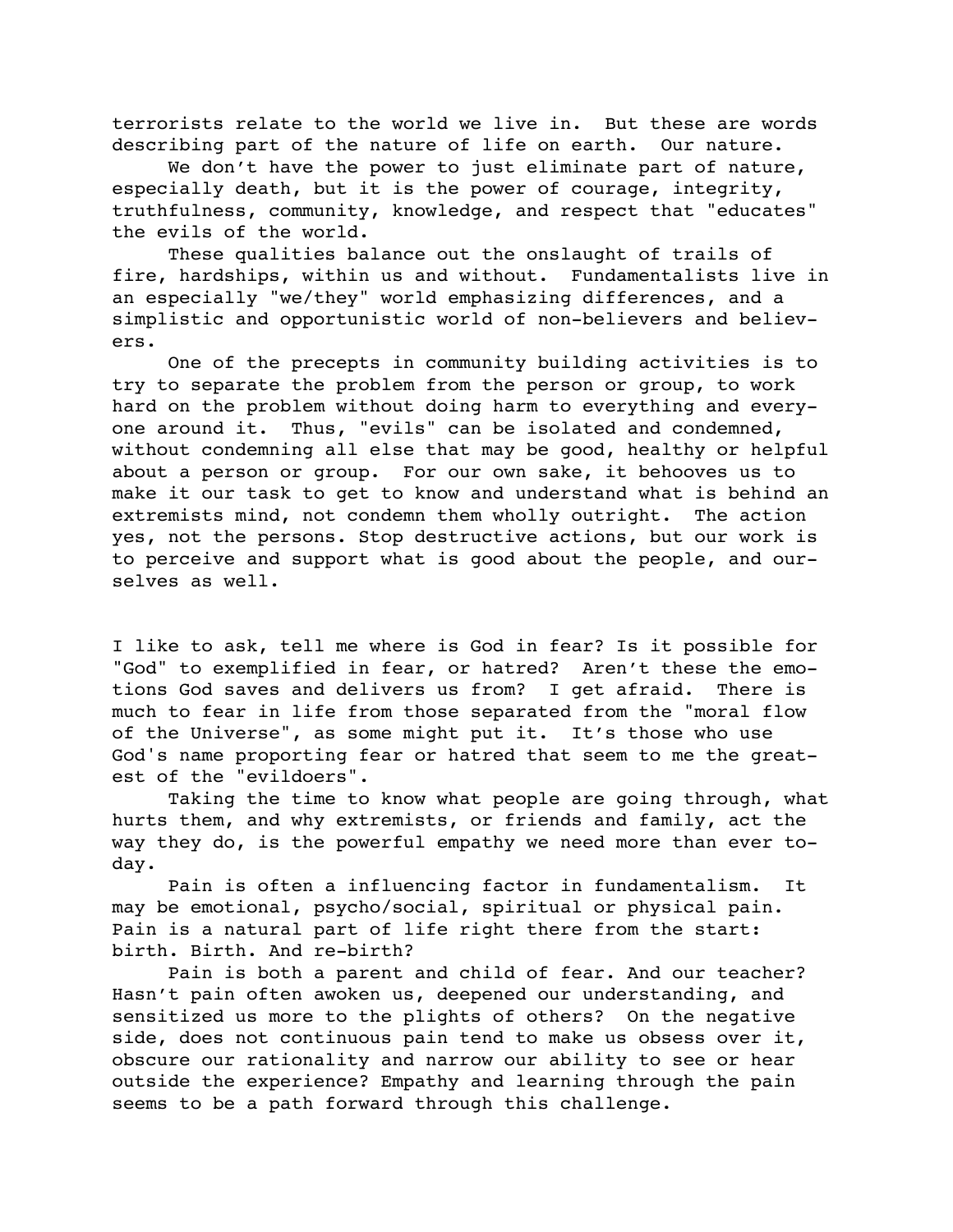terrorists relate to the world we live in. But these are words describing part of the nature of life on earth. Our nature.

We don't have the power to just eliminate part of nature, especially death, but it is the power of courage, integrity, truthfulness, community, knowledge, and respect that "educates" the evils of the world.

These qualities balance out the onslaught of trails of fire, hardships, within us and without. Fundamentalists live in an especially "we/they" world emphasizing differences, and a simplistic and opportunistic world of non-believers and believers.

One of the precepts in community building activities is to try to separate the problem from the person or group, to work hard on the problem without doing harm to everything and everyone around it. Thus, "evils" can be isolated and condemned, without condemning all else that may be good, healthy or helpful about a person or group. For our own sake, it behooves us to make it our task to get to know and understand what is behind an extremists mind, not condemn them wholly outright. The action yes, not the persons. Stop destructive actions, but our work is to perceive and support what is good about the people, and ourselves as well.

I like to ask, tell me where is God in fear? Is it possible for "God" to exemplified in fear, or hatred? Aren't these the emotions God saves and delivers us from? I get afraid. There is much to fear in life from those separated from the "moral flow of the Universe", as some might put it. It's those who use God's name proporting fear or hatred that seem to me the greatest of the "evildoers".

Taking the time to know what people are going through, what hurts them, and why extremists, or friends and family, act the way they do, is the powerful empathy we need more than ever today.

Pain is often a influencing factor in fundamentalism. It may be emotional, psycho/social, spiritual or physical pain. Pain is a natural part of life right there from the start: birth. Birth. And re-birth?

Pain is both a parent and child of fear. And our teacher? Hasn't pain often awoken us, deepened our understanding, and sensitized us more to the plights of others? On the negative side, does not continuous pain tend to make us obsess over it, obscure our rationality and narrow our ability to see or hear outside the experience? Empathy and learning through the pain seems to be a path forward through this challenge.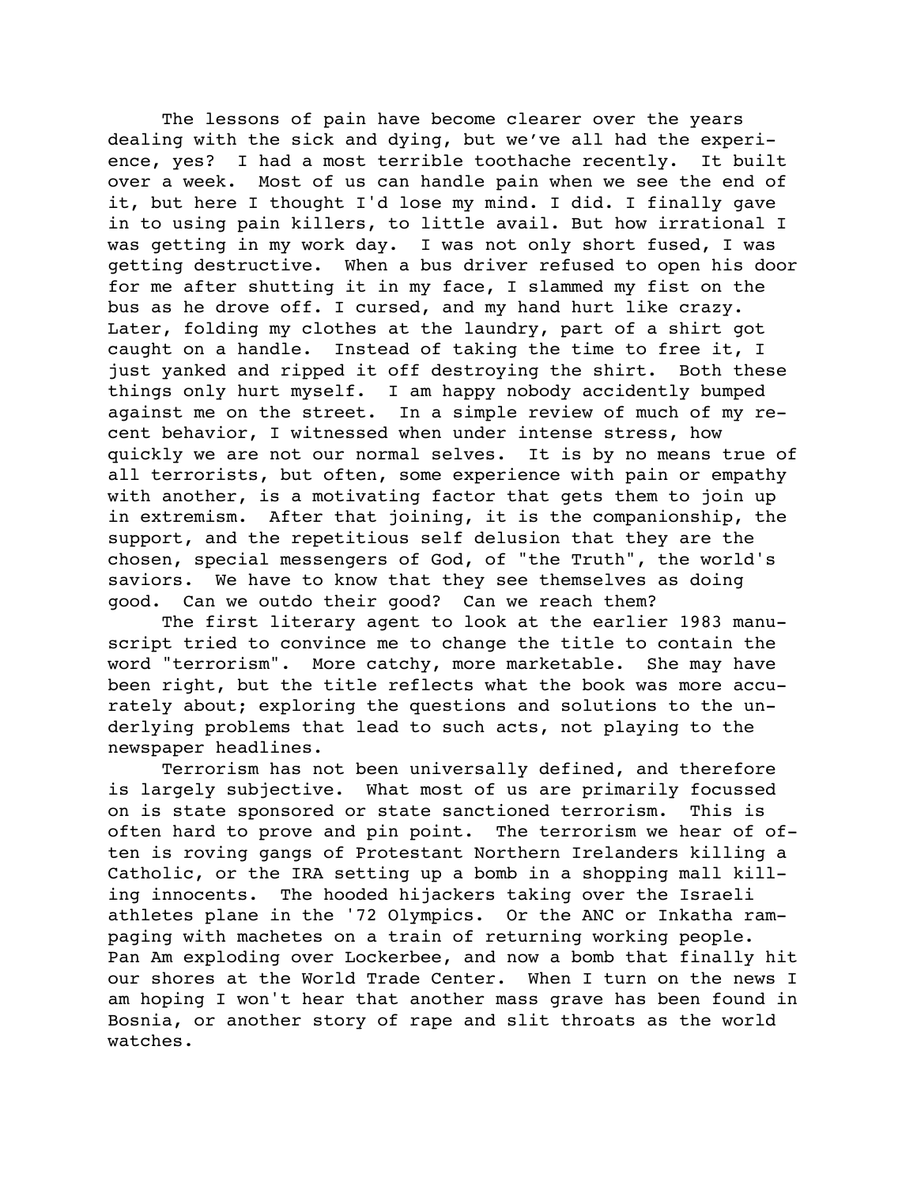The lessons of pain have become clearer over the years dealing with the sick and dying, but we've all had the experience, yes? I had a most terrible toothache recently. It built over a week. Most of us can handle pain when we see the end of it, but here I thought I'd lose my mind. I did. I finally gave in to using pain killers, to little avail. But how irrational I was getting in my work day. I was not only short fused, I was getting destructive. When a bus driver refused to open his door for me after shutting it in my face, I slammed my fist on the bus as he drove off. I cursed, and my hand hurt like crazy. Later, folding my clothes at the laundry, part of a shirt got caught on a handle. Instead of taking the time to free it, I just yanked and ripped it off destroying the shirt. Both these things only hurt myself. I am happy nobody accidently bumped against me on the street. In a simple review of much of my recent behavior, I witnessed when under intense stress, how quickly we are not our normal selves. It is by no means true of all terrorists, but often, some experience with pain or empathy with another, is a motivating factor that gets them to join up in extremism. After that joining, it is the companionship, the support, and the repetitious self delusion that they are the chosen, special messengers of God, of "the Truth", the world's saviors. We have to know that they see themselves as doing good. Can we outdo their good? Can we reach them?

The first literary agent to look at the earlier 1983 manuscript tried to convince me to change the title to contain the word "terrorism". More catchy, more marketable. She may have been right, but the title reflects what the book was more accurately about; exploring the questions and solutions to the underlying problems that lead to such acts, not playing to the newspaper headlines.

Terrorism has not been universally defined, and therefore is largely subjective. What most of us are primarily focussed on is state sponsored or state sanctioned terrorism. This is often hard to prove and pin point. The terrorism we hear of often is roving gangs of Protestant Northern Irelanders killing a Catholic, or the IRA setting up a bomb in a shopping mall killing innocents. The hooded hijackers taking over the Israeli athletes plane in the '72 Olympics. Or the ANC or Inkatha rampaging with machetes on a train of returning working people. Pan Am exploding over Lockerbee, and now a bomb that finally hit our shores at the World Trade Center. When I turn on the news I am hoping I won't hear that another mass grave has been found in Bosnia, or another story of rape and slit throats as the world watches.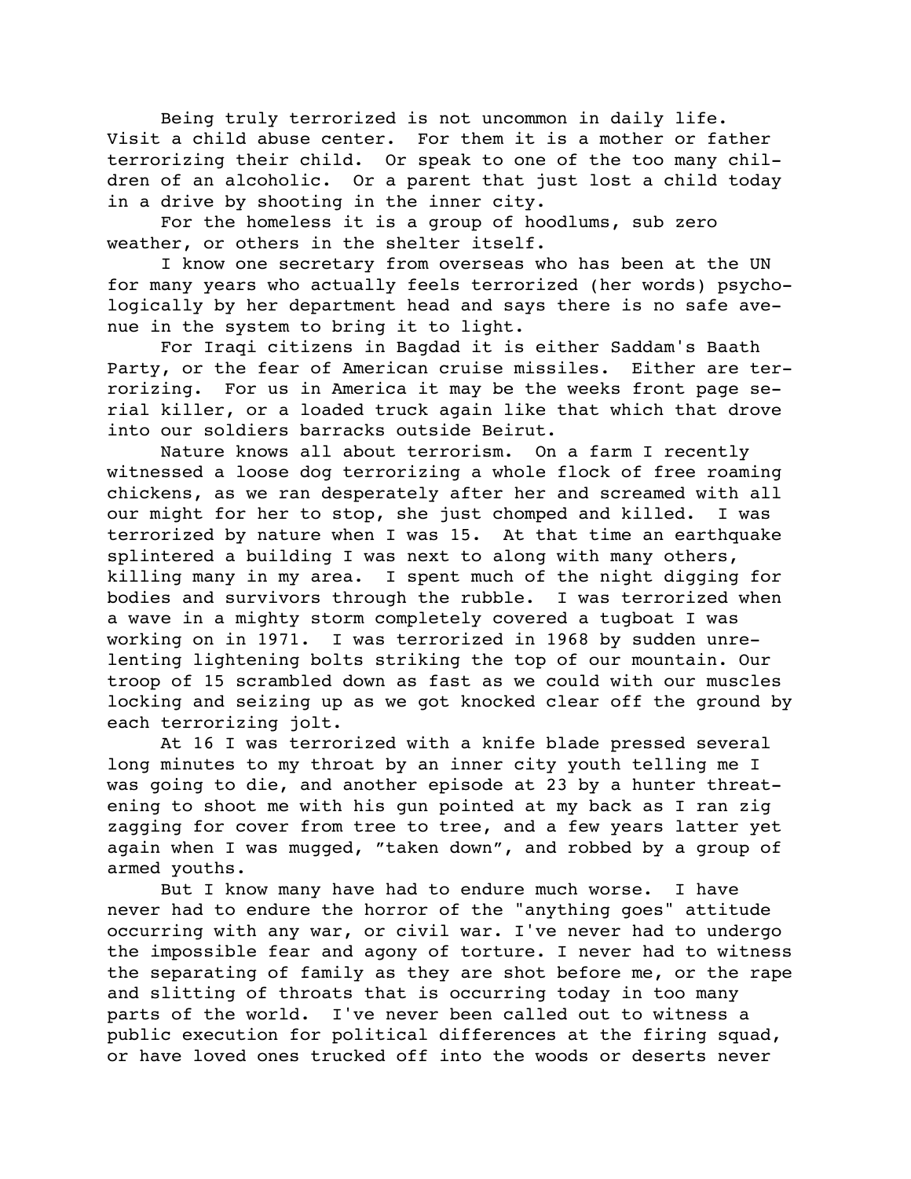Being truly terrorized is not uncommon in daily life. Visit a child abuse center. For them it is a mother or father terrorizing their child. Or speak to one of the too many children of an alcoholic. Or a parent that just lost a child today in a drive by shooting in the inner city.

For the homeless it is a group of hoodlums, sub zero weather, or others in the shelter itself.

I know one secretary from overseas who has been at the UN for many years who actually feels terrorized (her words) psychologically by her department head and says there is no safe avenue in the system to bring it to light.

For Iraqi citizens in Bagdad it is either Saddam's Baath Party, or the fear of American cruise missiles. Either are terrorizing. For us in America it may be the weeks front page serial killer, or a loaded truck again like that which that drove into our soldiers barracks outside Beirut.

Nature knows all about terrorism. On a farm I recently witnessed a loose dog terrorizing a whole flock of free roaming chickens, as we ran desperately after her and screamed with all our might for her to stop, she just chomped and killed. I was terrorized by nature when I was 15. At that time an earthquake splintered a building I was next to along with many others, killing many in my area. I spent much of the night digging for bodies and survivors through the rubble. I was terrorized when a wave in a mighty storm completely covered a tugboat I was working on in 1971. I was terrorized in 1968 by sudden unrelenting lightening bolts striking the top of our mountain. Our troop of 15 scrambled down as fast as we could with our muscles locking and seizing up as we got knocked clear off the ground by each terrorizing jolt.

At 16 I was terrorized with a knife blade pressed several long minutes to my throat by an inner city youth telling me I was going to die, and another episode at 23 by a hunter threatening to shoot me with his gun pointed at my back as I ran zig zagging for cover from tree to tree, and a few years latter yet again when I was mugged, "taken down", and robbed by a group of armed youths.

But I know many have had to endure much worse. I have never had to endure the horror of the "anything goes" attitude occurring with any war, or civil war. I've never had to undergo the impossible fear and agony of torture. I never had to witness the separating of family as they are shot before me, or the rape and slitting of throats that is occurring today in too many parts of the world. I've never been called out to witness a public execution for political differences at the firing squad, or have loved ones trucked off into the woods or deserts never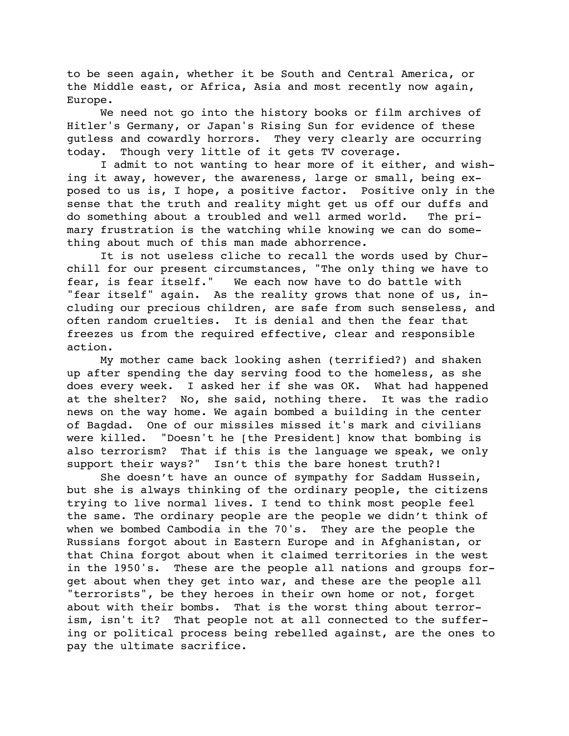to be seen again, whether it be South and Central America, or the Middle east, or Africa, Asia and most recently now again, Europe.

We need not go into the history books or film archives of Hitler's Germany, or Japan's Rising Sun for evidence of these gutless and cowardly horrors. They very clearly are occurring today. Though very little of it gets TV coverage.

I admit to not wanting to hear more of it either, and wishing it away, however, the awareness, large or small, being exposed to us is, I hope, a positive factor. Positive only in the sense that the truth and reality might get us off our duffs and do something about a troubled and well armed world. The primary frustration is the watching while knowing we can do something about much of this man made abhorrence.

It is not useless cliche to recall the words used by Churchill for our present circumstances, "The only thing we have to fear, is fear itself." We each now have to do battle with "fear itself" again. As the reality grows that none of us, including our precious children, are safe from such senseless, and often random cruelties. It is denial and then the fear that freezes us from the required effective, clear and responsible action.

My mother came back looking ashen (terrified?) and shaken up after spending the day serving food to the homeless, as she does every week. I asked her if she was OK. What had happened at the shelter? No, she said, nothing there. It was the radio news on the way home. We again bombed a building in the center of Bagdad. One of our missiles missed it's mark and civilians were killed. "Doesn't he [the President] know that bombing is also terrorism? That if this is the language we speak, we only support their ways?" Isn't this the bare honest truth?!

She doesn't have an ounce of sympathy for Saddam Hussein, but she is always thinking of the ordinary people, the citizens trying to live normal lives. I tend to think most people feel the same. The ordinary people are the people we didn't think of when we bombed Cambodia in the 70's. They are the people the Russians forgot about in Eastern Europe and in Afghanistan, or that China forgot about when it claimed territories in the west in the 1950's. These are the people all nations and groups forget about when they get into war, and these are the people all "terrorists", be they heroes in their own home or not, forget about with their bombs. That is the worst thing about terrorism, isn't it? That people not at all connected to the suffering or political process being rebelled against, are the ones to pay the ultimate sacrifice.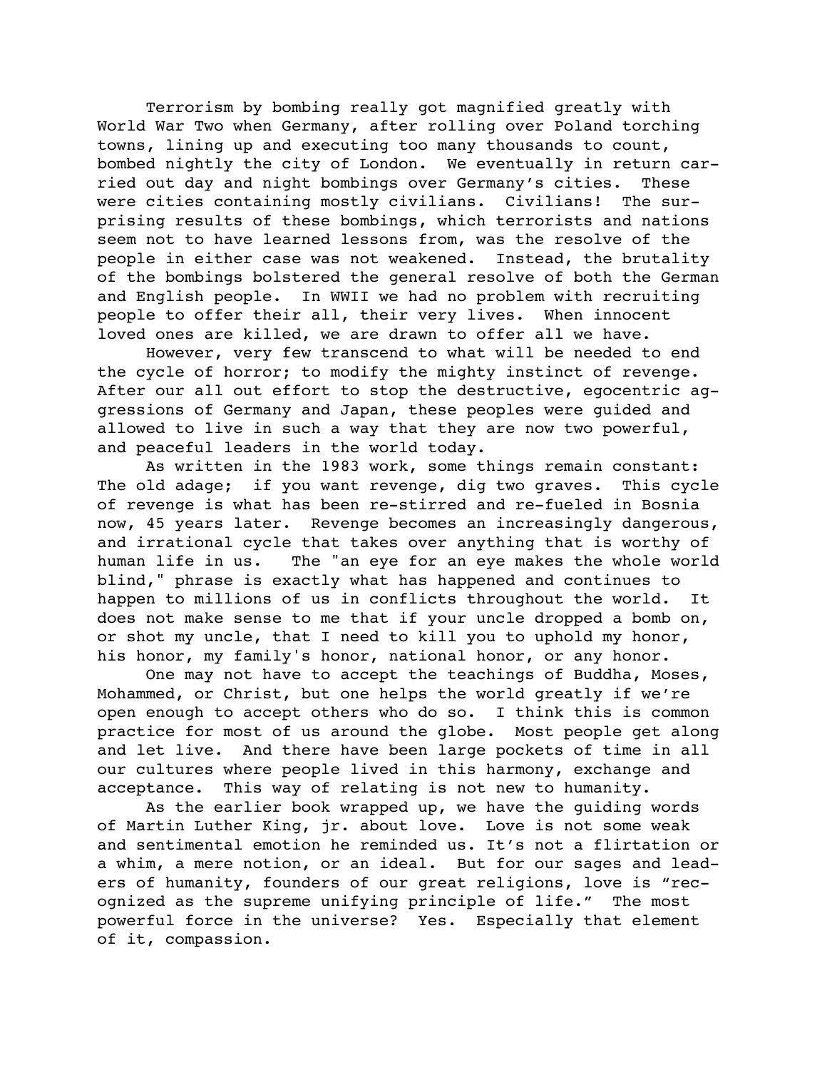Terrorism by bombing really got magnified greatly with World War Two when Germany, after rolling over Poland torching towns, lining up and executing too many thousands to count, bombed nightly the city of London. We eventually in return carried out day and night bombings over Germany's cities. These were cities containing mostly civilians. Civilians! The surprising results of these bombings, which terrorists and nations seem not to have learned lessons from, was the resolve of the people in either case was not weakened. Instead, the brutality of the bombings bolstered the general resolve of both the German and English people. In WWII we had no problem with recruiting people to offer their all, their very lives. When innocent loved ones are killed, we are drawn to offer all we have.

However, very few transcend to what will be needed to end the cycle of horror; to modify the mighty instinct of revenge. After our all out effort to stop the destructive, egocentric aggressions of Germany and Japan, these peoples were guided and allowed to live in such a way that they are now two powerful, and peaceful leaders in the world today.

As written in the 1983 work, some things remain constant: The old adage; if you want revenge, dig two graves. This cycle of revenge is what has been re-stirred and re-fueled in Bosnia now, 45 years later. Revenge becomes an increasingly dangerous, and irrational cycle that takes over anything that is worthy of human life in us. The "an eye for an eye makes the whole world blind," phrase is exactly what has happened and continues to happen to millions of us in conflicts throughout the world. It does not make sense to me that if your uncle dropped a bomb on, or shot my uncle, that I need to kill you to uphold my honor, his honor, my family's honor, national honor, or any honor.

One may not have to accept the teachings of Buddha, Moses, Mohammed, or Christ, but one helps the world greatly if we're open enough to accept others who do so. I think this is common practice for most of us around the globe. Most people get along and let live. And there have been large pockets of time in all our cultures where people lived in this harmony, exchange and acceptance. This way of relating is not new to humanity.

As the earlier book wrapped up, we have the guiding words of Martin Luther King, jr. about love. Love is not some weak and sentimental emotion he reminded us. It's not a flirtation or a whim, a mere notion, or an ideal. But for our sages and leaders of humanity, founders of our great religions, love is "recognized as the supreme unifying principle of life." The most powerful force in the universe? Yes. Especially that element of it, compassion.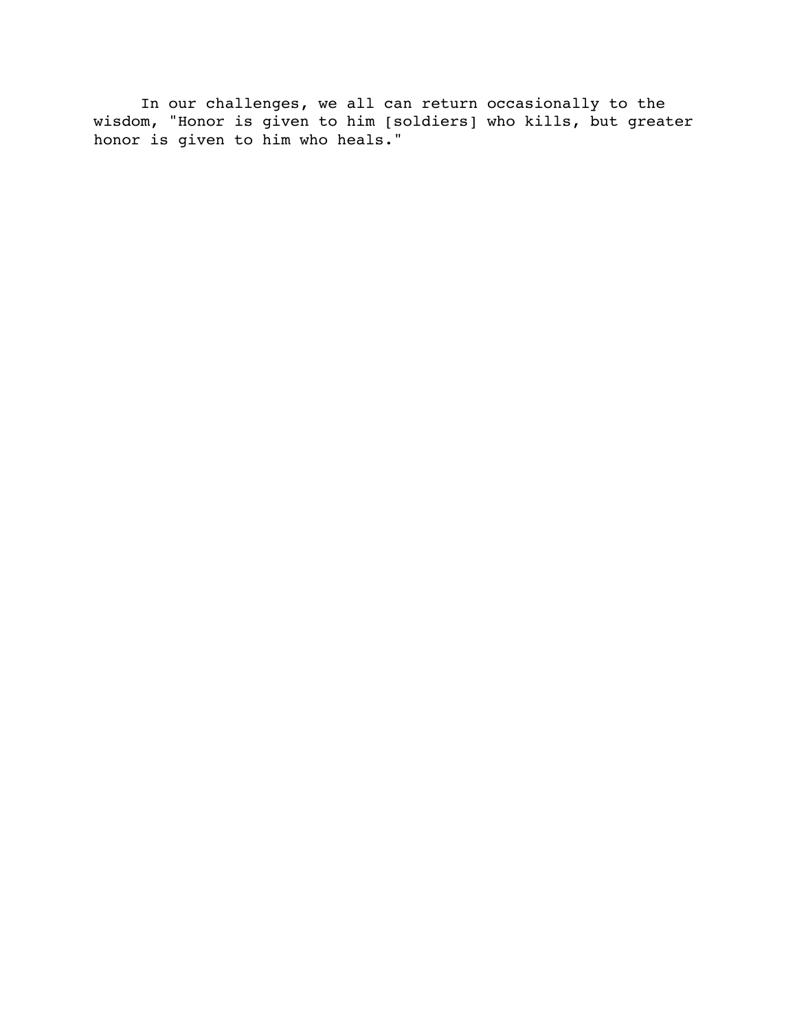In our challenges, we all can return occasionally to the wisdom, "Honor is given to him [soldiers] who kills, but greater honor is given to him who heals."